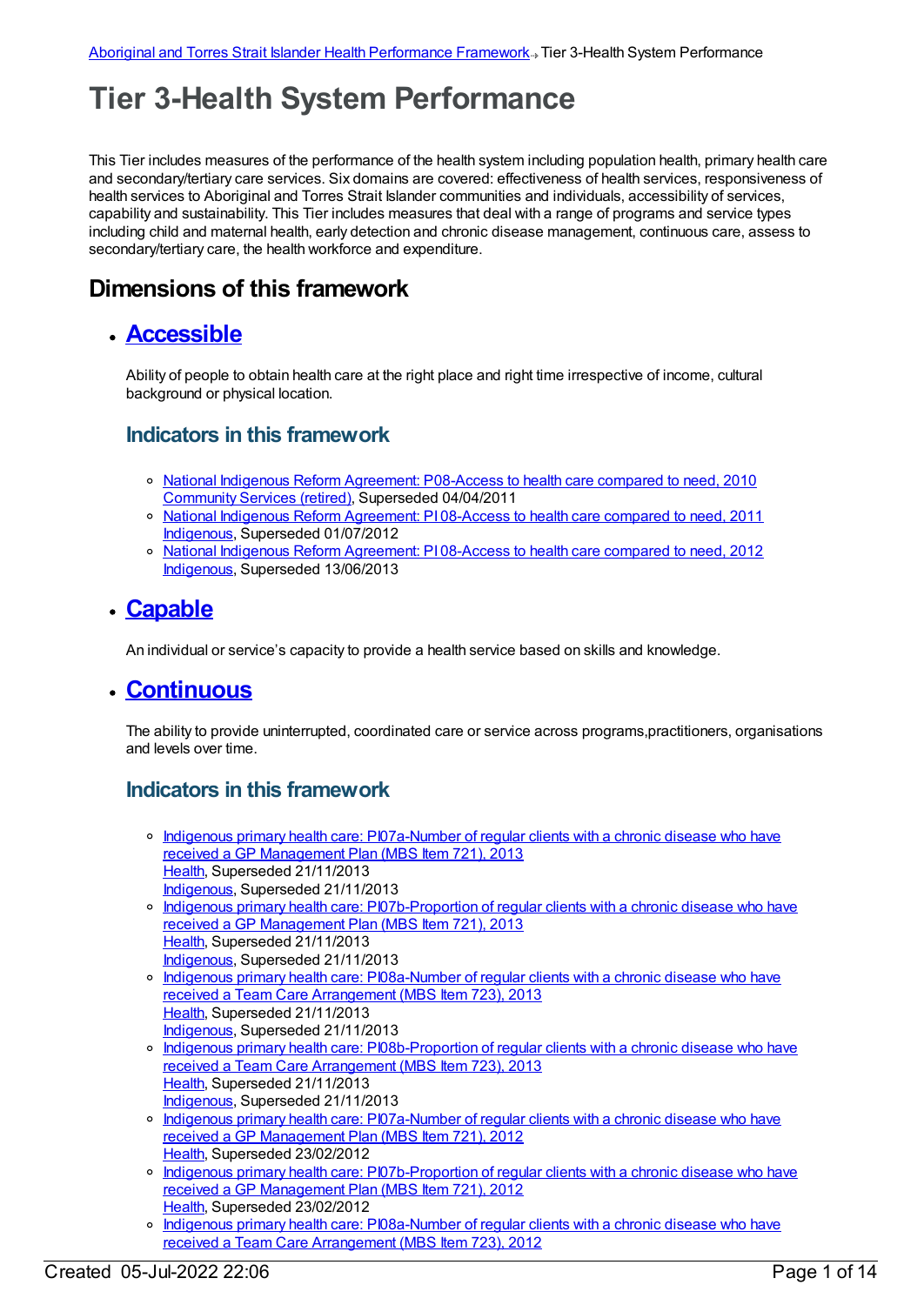Aboriginal and Torres Strait Islander Health Performance Framework→Tier 3-Health System Performance

# Tier 3-Health System Performance

This Tier includes measures of the performance of the health system including population health, primary health care and secondary/tertiary care services. Six domains are covered: effectiveness of health services, responsiveness of health services to Aboriginal and Torres Strait Islander communities and individuals, accessibility of services, capability and sustainability. This Tier includes measures that deal with a range of programs and service types including child and maternal health, early detection and chronic disease management, continuous care, assess to secondary/tertiary care, the health workforce and expenditure.

## Dimensions of this framework

- ## Accessible

  Ability of people to obtain health care at the right place and right time irrespective of income, cultural background or physical location.

  ### Indicators in this framework

  - National Indigenous Reform Agreement: P08-Access to health care compared to need, 2010
    Community Services (retired), Superseded 04/04/2011
  - National Indigenous Reform Agreement: PI 08-Access to health care compared to need, 2011
    Indigenous, Superseded 01/07/2012
  - National Indigenous Reform Agreement: PI 08-Access to health care compared to need, 2012
    Indigenous, Superseded 13/06/2013

- ## Capable

  An individual or service's capacity to provide a health service based on skills and knowledge.

- ## Continuous

  The ability to provide uninterrupted, coordinated care or service across programs,practitioners, organisations and levels over time.

  ### Indicators in this framework

  - Indigenous primary health care: PI07a-Number of regular clients with a chronic disease who have received a GP Management Plan (MBS Item 721), 2013
    Health, Superseded 21/11/2013
    Indigenous, Superseded 21/11/2013
  - Indigenous primary health care: PI07b-Proportion of regular clients with a chronic disease who have received a GP Management Plan (MBS Item 721), 2013
    Health, Superseded 21/11/2013
    Indigenous, Superseded 21/11/2013
  - Indigenous primary health care: PI08a-Number of regular clients with a chronic disease who have received a Team Care Arrangement (MBS Item 723), 2013
    Health, Superseded 21/11/2013
    Indigenous, Superseded 21/11/2013
  - Indigenous primary health care: PI08b-Proportion of regular clients with a chronic disease who have received a Team Care Arrangement (MBS Item 723), 2013
    Health, Superseded 21/11/2013
    Indigenous, Superseded 21/11/2013
  - Indigenous primary health care: PI07a-Number of regular clients with a chronic disease who have received a GP Management Plan (MBS Item 721), 2012
    Health, Superseded 23/02/2012
  - Indigenous primary health care: PI07b-Proportion of regular clients with a chronic disease who have received a GP Management Plan (MBS Item 721), 2012
    Health, Superseded 23/02/2012
  - Indigenous primary health care: PI08a-Number of regular clients with a chronic disease who have received a Team Care Arrangement (MBS Item 723), 2012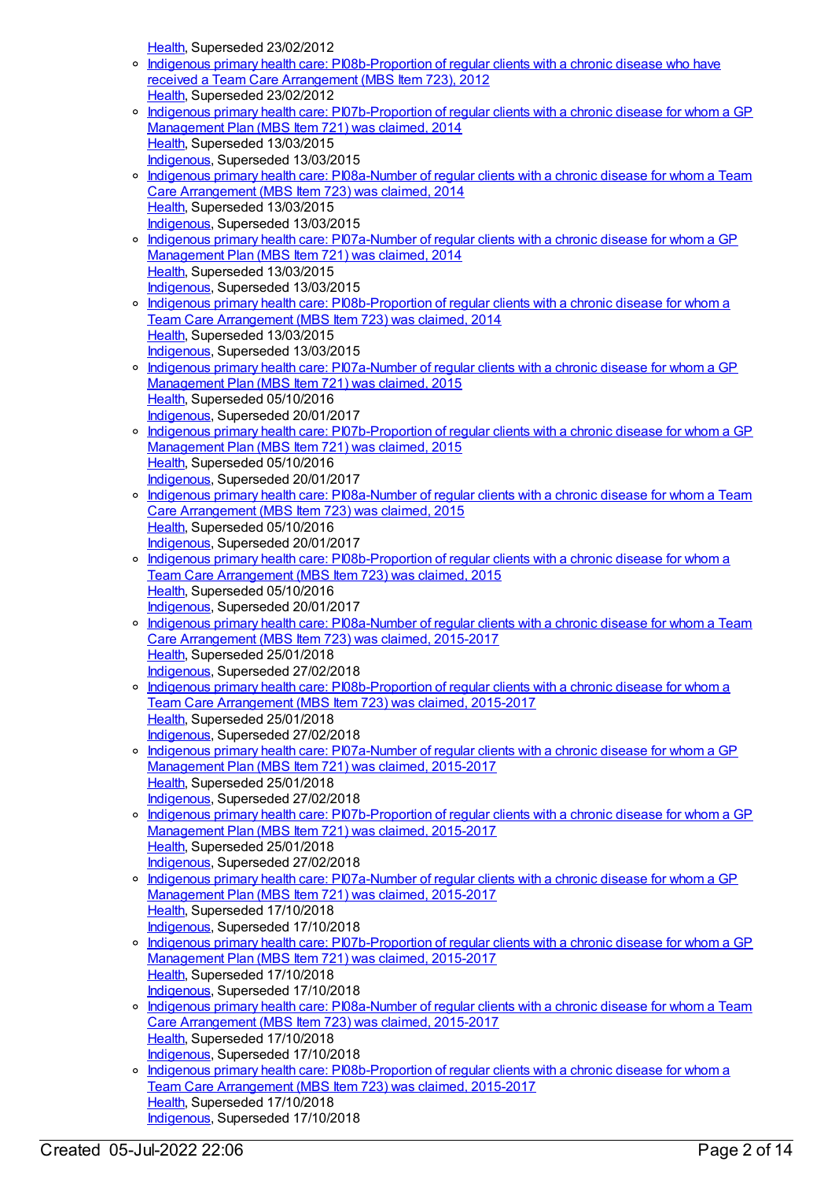Health, Superseded 23/02/2012

- Indigenous primary health care: PI08b-Proportion of regular clients with a chronic disease who have received a Team Care Arrangement (MBS Item 723), 2012
  Health, Superseded 23/02/2012
- Indigenous primary health care: PI07b-Proportion of regular clients with a chronic disease for whom a GP Management Plan (MBS Item 721) was claimed, 2014
  Health, Superseded 13/03/2015
  Indigenous, Superseded 13/03/2015
- Indigenous primary health care: PI08a-Number of regular clients with a chronic disease for whom a Team Care Arrangement (MBS Item 723) was claimed, 2014
  Health, Superseded 13/03/2015
  Indigenous, Superseded 13/03/2015
- Indigenous primary health care: PI07a-Number of regular clients with a chronic disease for whom a GP Management Plan (MBS Item 721) was claimed, 2014
  Health, Superseded 13/03/2015
  Indigenous, Superseded 13/03/2015
- Indigenous primary health care: PI08b-Proportion of regular clients with a chronic disease for whom a Team Care Arrangement (MBS Item 723) was claimed, 2014
  Health, Superseded 13/03/2015
  Indigenous, Superseded 13/03/2015
- Indigenous primary health care: PI07a-Number of regular clients with a chronic disease for whom a GP Management Plan (MBS Item 721) was claimed, 2015
  Health, Superseded 05/10/2016
  Indigenous, Superseded 20/01/2017
- Indigenous primary health care: PI07b-Proportion of regular clients with a chronic disease for whom a GP Management Plan (MBS Item 721) was claimed, 2015
  Health, Superseded 05/10/2016
  Indigenous, Superseded 20/01/2017
- Indigenous primary health care: PI08a-Number of regular clients with a chronic disease for whom a Team Care Arrangement (MBS Item 723) was claimed, 2015
  Health, Superseded 05/10/2016
  Indigenous, Superseded 20/01/2017
- Indigenous primary health care: PI08b-Proportion of regular clients with a chronic disease for whom a Team Care Arrangement (MBS Item 723) was claimed, 2015
  Health, Superseded 05/10/2016
  Indigenous, Superseded 20/01/2017
- Indigenous primary health care: PI08a-Number of regular clients with a chronic disease for whom a Team Care Arrangement (MBS Item 723) was claimed, 2015-2017
  Health, Superseded 25/01/2018
  Indigenous, Superseded 27/02/2018
- Indigenous primary health care: PI08b-Proportion of regular clients with a chronic disease for whom a Team Care Arrangement (MBS Item 723) was claimed, 2015-2017
  Health, Superseded 25/01/2018
  Indigenous, Superseded 27/02/2018
- Indigenous primary health care: PI07a-Number of regular clients with a chronic disease for whom a GP Management Plan (MBS Item 721) was claimed, 2015-2017
  Health, Superseded 25/01/2018
  Indigenous, Superseded 27/02/2018
- Indigenous primary health care: PI07b-Proportion of regular clients with a chronic disease for whom a GP Management Plan (MBS Item 721) was claimed, 2015-2017
  Health, Superseded 25/01/2018
  Indigenous, Superseded 27/02/2018
- Indigenous primary health care: PI07a-Number of regular clients with a chronic disease for whom a GP Management Plan (MBS Item 721) was claimed, 2015-2017
  Health, Superseded 17/10/2018
  Indigenous, Superseded 17/10/2018
- Indigenous primary health care: PI07b-Proportion of regular clients with a chronic disease for whom a GP Management Plan (MBS Item 721) was claimed, 2015-2017
  Health, Superseded 17/10/2018
  Indigenous, Superseded 17/10/2018
- Indigenous primary health care: PI08a-Number of regular clients with a chronic disease for whom a Team Care Arrangement (MBS Item 723) was claimed, 2015-2017
  Health, Superseded 17/10/2018
  Indigenous, Superseded 17/10/2018
- Indigenous primary health care: PI08b-Proportion of regular clients with a chronic disease for whom a Team Care Arrangement (MBS Item 723) was claimed, 2015-2017
  Health, Superseded 17/10/2018
  Indigenous, Superseded 17/10/2018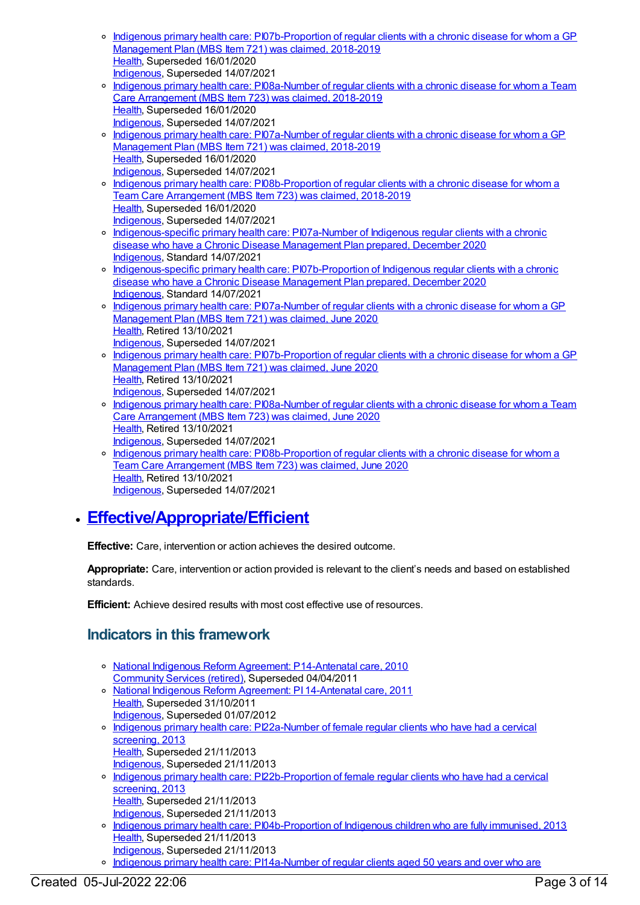- Indigenous primary health care: PI07b-Proportion of regular clients with a chronic disease for whom a GP Management Plan (MBS Item 721) was claimed, 2018-2019
  Health, Superseded 16/01/2020
  Indigenous, Superseded 14/07/2021
- Indigenous primary health care: PI08a-Number of regular clients with a chronic disease for whom a Team Care Arrangement (MBS Item 723) was claimed, 2018-2019
  Health, Superseded 16/01/2020
  Indigenous, Superseded 14/07/2021
- Indigenous primary health care: PI07a-Number of regular clients with a chronic disease for whom a GP Management Plan (MBS Item 721) was claimed, 2018-2019
  Health, Superseded 16/01/2020
  Indigenous, Superseded 14/07/2021
- Indigenous primary health care: PI08b-Proportion of regular clients with a chronic disease for whom a Team Care Arrangement (MBS Item 723) was claimed, 2018-2019
  Health, Superseded 16/01/2020
  Indigenous, Superseded 14/07/2021
- Indigenous-specific primary health care: PI07a-Number of Indigenous regular clients with a chronic disease who have a Chronic Disease Management Plan prepared, December 2020
  Indigenous, Standard 14/07/2021
- Indigenous-specific primary health care: PI07b-Proportion of Indigenous regular clients with a chronic disease who have a Chronic Disease Management Plan prepared, December 2020
  Indigenous, Standard 14/07/2021
- Indigenous primary health care: PI07a-Number of regular clients with a chronic disease for whom a GP Management Plan (MBS Item 721) was claimed, June 2020
  Health, Retired 13/10/2021
  Indigenous, Superseded 14/07/2021
- Indigenous primary health care: PI07b-Proportion of regular clients with a chronic disease for whom a GP Management Plan (MBS Item 721) was claimed, June 2020
  Health, Retired 13/10/2021
  Indigenous, Superseded 14/07/2021
- Indigenous primary health care: PI08a-Number of regular clients with a chronic disease for whom a Team Care Arrangement (MBS Item 723) was claimed, June 2020
  Health, Retired 13/10/2021
  Indigenous, Superseded 14/07/2021
- Indigenous primary health care: PI08b-Proportion of regular clients with a chronic disease for whom a Team Care Arrangement (MBS Item 723) was claimed, June 2020
  Health, Retired 13/10/2021
  Indigenous, Superseded 14/07/2021

## Effective/Appropriate/Efficient

**Effective:** Care, intervention or action achieves the desired outcome.

**Appropriate:** Care, intervention or action provided is relevant to the client's needs and based on established standards.

**Efficient:** Achieve desired results with most cost effective use of resources.

### Indicators in this framework

- National Indigenous Reform Agreement: P14-Antenatal care, 2010
  Community Services (retired), Superseded 04/04/2011
- National Indigenous Reform Agreement: PI 14-Antenatal care, 2011
  Health, Superseded 31/10/2011
  Indigenous, Superseded 01/07/2012
- Indigenous primary health care: PI22a-Number of female regular clients who have had a cervical screening, 2013
  Health, Superseded 21/11/2013
  Indigenous, Superseded 21/11/2013
- Indigenous primary health care: PI22b-Proportion of female regular clients who have had a cervical screening, 2013
  Health, Superseded 21/11/2013
  Indigenous, Superseded 21/11/2013
- Indigenous primary health care: PI04b-Proportion of Indigenous children who are fully immunised, 2013
  Health, Superseded 21/11/2013
  Indigenous, Superseded 21/11/2013
- Indigenous primary health care: PI14a-Number of regular clients aged 50 years and over who are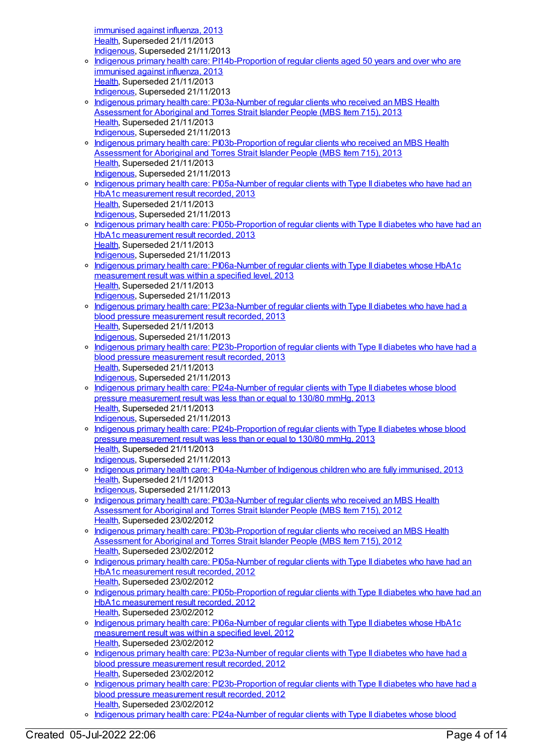immunised against influenza, 2013
Health, Superseded 21/11/2013
Indigenous, Superseded 21/11/2013

- Indigenous primary health care: PI14b-Proportion of regular clients aged 50 years and over who are immunised against influenza, 2013
  Health, Superseded 21/11/2013
  Indigenous, Superseded 21/11/2013
- Indigenous primary health care: PI03a-Number of regular clients who received an MBS Health Assessment for Aboriginal and Torres Strait Islander People (MBS Item 715), 2013
  Health, Superseded 21/11/2013
  Indigenous, Superseded 21/11/2013
- Indigenous primary health care: PI03b-Proportion of regular clients who received an MBS Health Assessment for Aboriginal and Torres Strait Islander People (MBS Item 715), 2013
  Health, Superseded 21/11/2013
  Indigenous, Superseded 21/11/2013
- Indigenous primary health care: PI05a-Number of regular clients with Type II diabetes who have had an HbA1c measurement result recorded, 2013
  Health, Superseded 21/11/2013
  Indigenous, Superseded 21/11/2013
- Indigenous primary health care: PI05b-Proportion of regular clients with Type II diabetes who have had an HbA1c measurement result recorded, 2013
  Health, Superseded 21/11/2013
  Indigenous, Superseded 21/11/2013
- Indigenous primary health care: PI06a-Number of regular clients with Type II diabetes whose HbA1c measurement result was within a specified level, 2013
  Health, Superseded 21/11/2013
  Indigenous, Superseded 21/11/2013
- Indigenous primary health care: PI23a-Number of regular clients with Type II diabetes who have had a blood pressure measurement result recorded, 2013
  Health, Superseded 21/11/2013
  Indigenous, Superseded 21/11/2013
- Indigenous primary health care: PI23b-Proportion of regular clients with Type II diabetes who have had a blood pressure measurement result recorded, 2013
  Health, Superseded 21/11/2013
  Indigenous, Superseded 21/11/2013
- Indigenous primary health care: PI24a-Number of regular clients with Type II diabetes whose blood pressure measurement result was less than or equal to 130/80 mmHg, 2013
  Health, Superseded 21/11/2013
  Indigenous, Superseded 21/11/2013
- Indigenous primary health care: PI24b-Proportion of regular clients with Type II diabetes whose blood pressure measurement result was less than or equal to 130/80 mmHg, 2013
  Health, Superseded 21/11/2013
  Indigenous, Superseded 21/11/2013
- Indigenous primary health care: PI04a-Number of Indigenous children who are fully immunised, 2013
  Health, Superseded 21/11/2013
  Indigenous, Superseded 21/11/2013
- Indigenous primary health care: PI03a-Number of regular clients who received an MBS Health Assessment for Aboriginal and Torres Strait Islander People (MBS Item 715), 2012
  Health, Superseded 23/02/2012
- Indigenous primary health care: PI03b-Proportion of regular clients who received an MBS Health Assessment for Aboriginal and Torres Strait Islander People (MBS Item 715), 2012
  Health, Superseded 23/02/2012
- Indigenous primary health care: PI05a-Number of regular clients with Type II diabetes who have had an HbA1c measurement result recorded, 2012
  Health, Superseded 23/02/2012
- Indigenous primary health care: PI05b-Proportion of regular clients with Type II diabetes who have had an HbA1c measurement result recorded, 2012
  Health, Superseded 23/02/2012
- Indigenous primary health care: PI06a-Number of regular clients with Type II diabetes whose HbA1c measurement result was within a specified level, 2012
  Health, Superseded 23/02/2012
- Indigenous primary health care: PI23a-Number of regular clients with Type II diabetes who have had a blood pressure measurement result recorded, 2012
  Health, Superseded 23/02/2012
- Indigenous primary health care: PI23b-Proportion of regular clients with Type II diabetes who have had a blood pressure measurement result recorded, 2012
  Health, Superseded 23/02/2012
- Indigenous primary health care: PI24a-Number of regular clients with Type II diabetes whose blood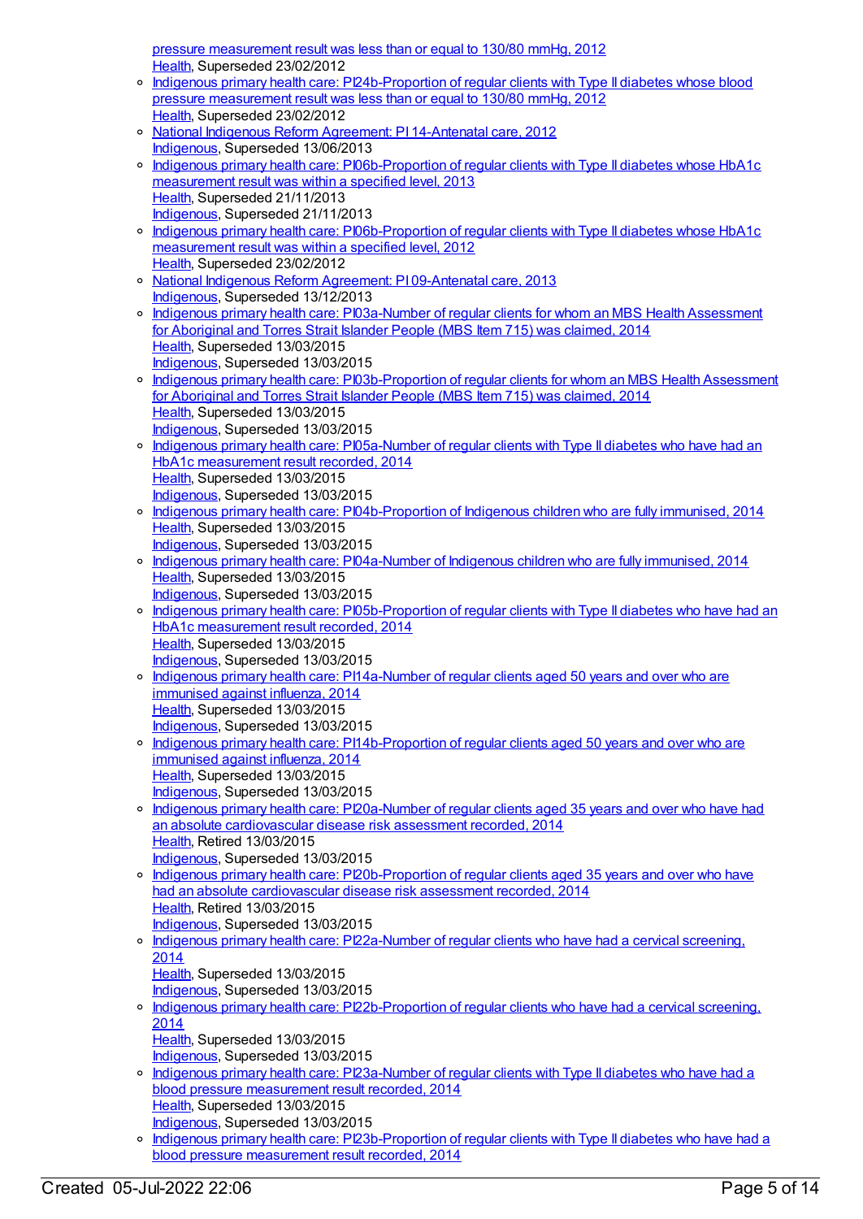pressure measurement result was less than or equal to 130/80 mmHg, 2012
Health, Superseded 23/02/2012

- Indigenous primary health care: PI24b-Proportion of regular clients with Type II diabetes whose blood pressure measurement result was less than or equal to 130/80 mmHg, 2012
Health, Superseded 23/02/2012
- National Indigenous Reform Agreement: PI 14-Antenatal care, 2012
Indigenous, Superseded 13/06/2013
- Indigenous primary health care: PI06b-Proportion of regular clients with Type II diabetes whose HbA1c measurement result was within a specified level, 2013
Health, Superseded 21/11/2013
Indigenous, Superseded 21/11/2013
- Indigenous primary health care: PI06b-Proportion of regular clients with Type II diabetes whose HbA1c measurement result was within a specified level, 2012
Health, Superseded 23/02/2012
- National Indigenous Reform Agreement: PI 09-Antenatal care, 2013
Indigenous, Superseded 13/12/2013
- Indigenous primary health care: PI03a-Number of regular clients for whom an MBS Health Assessment for Aboriginal and Torres Strait Islander People (MBS Item 715) was claimed, 2014
Health, Superseded 13/03/2015
Indigenous, Superseded 13/03/2015
- Indigenous primary health care: PI03b-Proportion of regular clients for whom an MBS Health Assessment for Aboriginal and Torres Strait Islander People (MBS Item 715) was claimed, 2014
Health, Superseded 13/03/2015
Indigenous, Superseded 13/03/2015
- Indigenous primary health care: PI05a-Number of regular clients with Type II diabetes who have had an HbA1c measurement result recorded, 2014
Health, Superseded 13/03/2015
Indigenous, Superseded 13/03/2015
- Indigenous primary health care: PI04b-Proportion of Indigenous children who are fully immunised, 2014
Health, Superseded 13/03/2015
Indigenous, Superseded 13/03/2015
- Indigenous primary health care: PI04a-Number of Indigenous children who are fully immunised, 2014
Health, Superseded 13/03/2015
Indigenous, Superseded 13/03/2015
- Indigenous primary health care: PI05b-Proportion of regular clients with Type II diabetes who have had an HbA1c measurement result recorded, 2014
Health, Superseded 13/03/2015
Indigenous, Superseded 13/03/2015
- Indigenous primary health care: PI14a-Number of regular clients aged 50 years and over who are immunised against influenza, 2014
Health, Superseded 13/03/2015
Indigenous, Superseded 13/03/2015
- Indigenous primary health care: PI14b-Proportion of regular clients aged 50 years and over who are immunised against influenza, 2014
Health, Superseded 13/03/2015
Indigenous, Superseded 13/03/2015
- Indigenous primary health care: PI20a-Number of regular clients aged 35 years and over who have had an absolute cardiovascular disease risk assessment recorded, 2014
Health, Retired 13/03/2015
Indigenous, Superseded 13/03/2015
- Indigenous primary health care: PI20b-Proportion of regular clients aged 35 years and over who have had an absolute cardiovascular disease risk assessment recorded, 2014
Health, Retired 13/03/2015
Indigenous, Superseded 13/03/2015
- Indigenous primary health care: PI22a-Number of regular clients who have had a cervical screening, 2014
Health, Superseded 13/03/2015
Indigenous, Superseded 13/03/2015
- Indigenous primary health care: PI22b-Proportion of regular clients who have had a cervical screening, 2014
Health, Superseded 13/03/2015
Indigenous, Superseded 13/03/2015
- Indigenous primary health care: PI23a-Number of regular clients with Type II diabetes who have had a blood pressure measurement result recorded, 2014
Health, Superseded 13/03/2015
Indigenous, Superseded 13/03/2015
- Indigenous primary health care: PI23b-Proportion of regular clients with Type II diabetes who have had a blood pressure measurement result recorded, 2014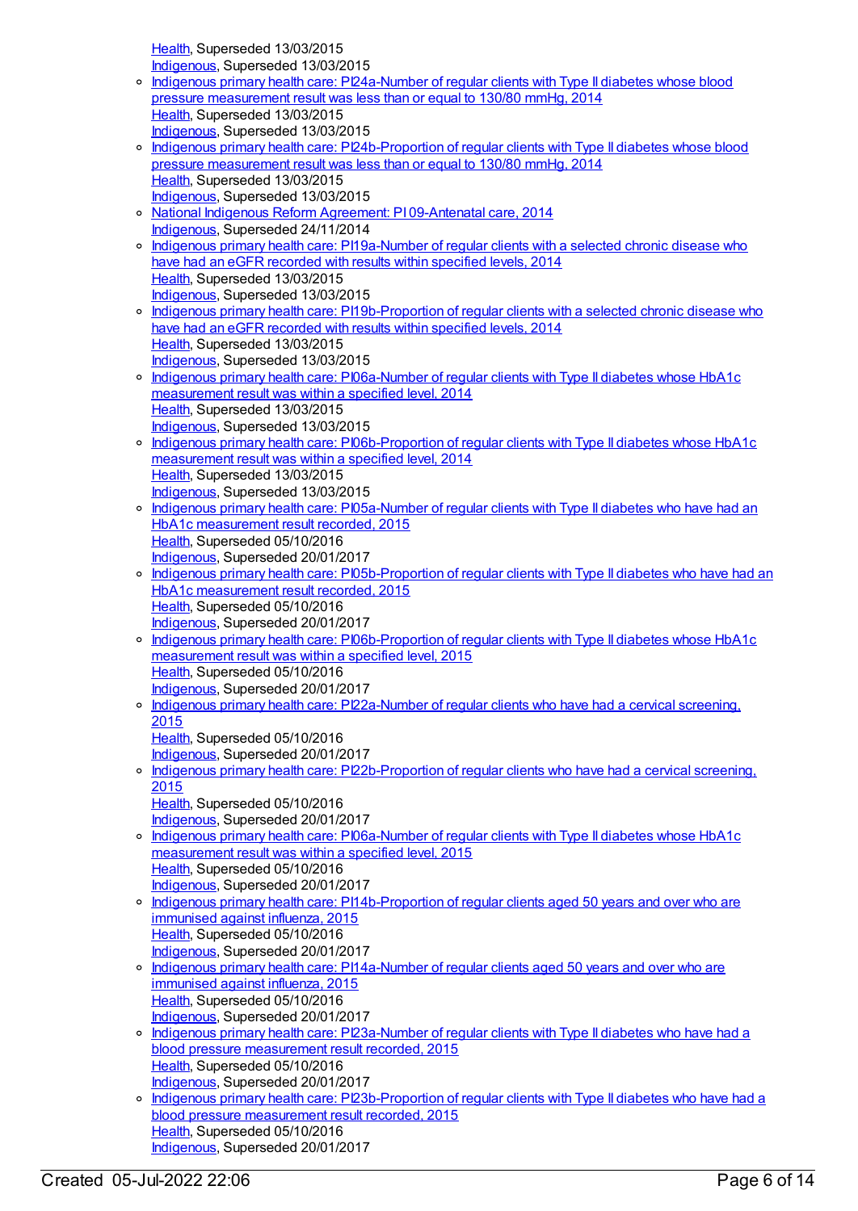Health, Superseded 13/03/2015
Indigenous, Superseded 13/03/2015

- Indigenous primary health care: PI24a-Number of regular clients with Type II diabetes whose blood pressure measurement result was less than or equal to 130/80 mmHg, 2014
Health, Superseded 13/03/2015
Indigenous, Superseded 13/03/2015
- Indigenous primary health care: PI24b-Proportion of regular clients with Type II diabetes whose blood pressure measurement result was less than or equal to 130/80 mmHg, 2014
Health, Superseded 13/03/2015
Indigenous, Superseded 13/03/2015
- National Indigenous Reform Agreement: PI 09-Antenatal care, 2014
Indigenous, Superseded 24/11/2014
- Indigenous primary health care: PI19a-Number of regular clients with a selected chronic disease who have had an eGFR recorded with results within specified levels, 2014
Health, Superseded 13/03/2015
Indigenous, Superseded 13/03/2015
- Indigenous primary health care: PI19b-Proportion of regular clients with a selected chronic disease who have had an eGFR recorded with results within specified levels, 2014
Health, Superseded 13/03/2015
Indigenous, Superseded 13/03/2015
- Indigenous primary health care: PI06a-Number of regular clients with Type II diabetes whose HbA1c measurement result was within a specified level, 2014
Health, Superseded 13/03/2015
Indigenous, Superseded 13/03/2015
- Indigenous primary health care: PI06b-Proportion of regular clients with Type II diabetes whose HbA1c measurement result was within a specified level, 2014
Health, Superseded 13/03/2015
Indigenous, Superseded 13/03/2015
- Indigenous primary health care: PI05a-Number of regular clients with Type II diabetes who have had an HbA1c measurement result recorded, 2015
Health, Superseded 05/10/2016
Indigenous, Superseded 20/01/2017
- Indigenous primary health care: PI05b-Proportion of regular clients with Type II diabetes who have had an HbA1c measurement result recorded, 2015
Health, Superseded 05/10/2016
Indigenous, Superseded 20/01/2017
- Indigenous primary health care: PI06b-Proportion of regular clients with Type II diabetes whose HbA1c measurement result was within a specified level, 2015
Health, Superseded 05/10/2016
Indigenous, Superseded 20/01/2017
- Indigenous primary health care: PI22a-Number of regular clients who have had a cervical screening, 2015
Health, Superseded 05/10/2016
Indigenous, Superseded 20/01/2017
- Indigenous primary health care: PI22b-Proportion of regular clients who have had a cervical screening, 2015
Health, Superseded 05/10/2016
Indigenous, Superseded 20/01/2017
- Indigenous primary health care: PI06a-Number of regular clients with Type II diabetes whose HbA1c measurement result was within a specified level, 2015
Health, Superseded 05/10/2016
Indigenous, Superseded 20/01/2017
- Indigenous primary health care: PI14b-Proportion of regular clients aged 50 years and over who are immunised against influenza, 2015
Health, Superseded 05/10/2016
Indigenous, Superseded 20/01/2017
- Indigenous primary health care: PI14a-Number of regular clients aged 50 years and over who are immunised against influenza, 2015
Health, Superseded 05/10/2016
Indigenous, Superseded 20/01/2017
- Indigenous primary health care: PI23a-Number of regular clients with Type II diabetes who have had a blood pressure measurement result recorded, 2015
Health, Superseded 05/10/2016
Indigenous, Superseded 20/01/2017
- Indigenous primary health care: PI23b-Proportion of regular clients with Type II diabetes who have had a blood pressure measurement result recorded, 2015
Health, Superseded 05/10/2016
Indigenous, Superseded 20/01/2017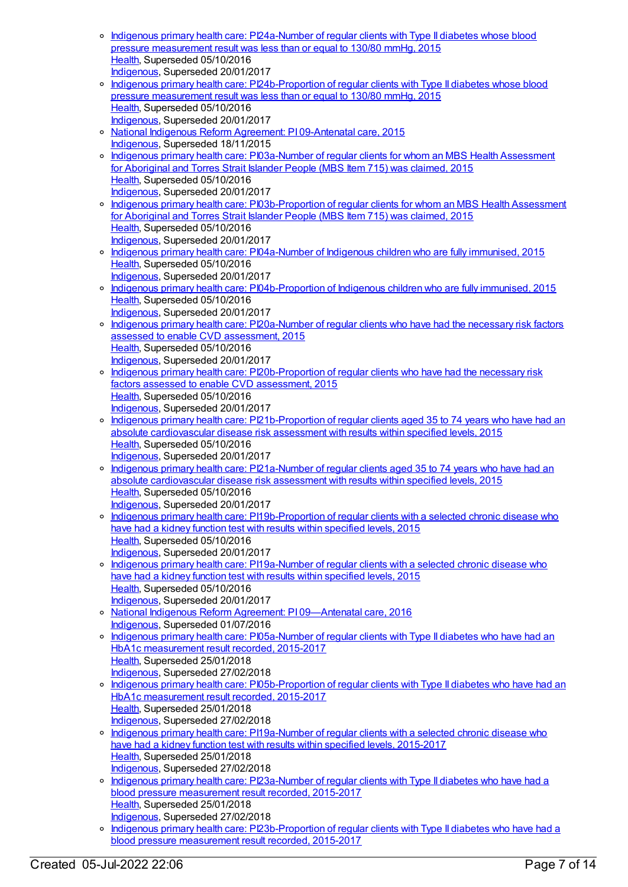- Indigenous primary health care: PI24a-Number of regular clients with Type II diabetes whose blood pressure measurement result was less than or equal to 130/80 mmHg, 2015
  Health, Superseded 05/10/2016
  Indigenous, Superseded 20/01/2017
- Indigenous primary health care: PI24b-Proportion of regular clients with Type II diabetes whose blood pressure measurement result was less than or equal to 130/80 mmHg, 2015
  Health, Superseded 05/10/2016
  Indigenous, Superseded 20/01/2017
- National Indigenous Reform Agreement: PI 09-Antenatal care, 2015
  Indigenous, Superseded 18/11/2015
- Indigenous primary health care: PI03a-Number of regular clients for whom an MBS Health Assessment for Aboriginal and Torres Strait Islander People (MBS Item 715) was claimed, 2015
  Health, Superseded 05/10/2016
  Indigenous, Superseded 20/01/2017
- Indigenous primary health care: PI03b-Proportion of regular clients for whom an MBS Health Assessment for Aboriginal and Torres Strait Islander People (MBS Item 715) was claimed, 2015
  Health, Superseded 05/10/2016
  Indigenous, Superseded 20/01/2017
- Indigenous primary health care: PI04a-Number of Indigenous children who are fully immunised, 2015
  Health, Superseded 05/10/2016
  Indigenous, Superseded 20/01/2017
- Indigenous primary health care: PI04b-Proportion of Indigenous children who are fully immunised, 2015
  Health, Superseded 05/10/2016
  Indigenous, Superseded 20/01/2017
- Indigenous primary health care: PI20a-Number of regular clients who have had the necessary risk factors assessed to enable CVD assessment, 2015
  Health, Superseded 05/10/2016
  Indigenous, Superseded 20/01/2017
- Indigenous primary health care: PI20b-Proportion of regular clients who have had the necessary risk factors assessed to enable CVD assessment, 2015
  Health, Superseded 05/10/2016
  Indigenous, Superseded 20/01/2017
- Indigenous primary health care: PI21b-Proportion of regular clients aged 35 to 74 years who have had an absolute cardiovascular disease risk assessment with results within specified levels, 2015
  Health, Superseded 05/10/2016
  Indigenous, Superseded 20/01/2017
- Indigenous primary health care: PI21a-Number of regular clients aged 35 to 74 years who have had an absolute cardiovascular disease risk assessment with results within specified levels, 2015
  Health, Superseded 05/10/2016
  Indigenous, Superseded 20/01/2017
- Indigenous primary health care: PI19b-Proportion of regular clients with a selected chronic disease who have had a kidney function test with results within specified levels, 2015
  Health, Superseded 05/10/2016
  Indigenous, Superseded 20/01/2017
- Indigenous primary health care: PI19a-Number of regular clients with a selected chronic disease who have had a kidney function test with results within specified levels, 2015
  Health, Superseded 05/10/2016
  Indigenous, Superseded 20/01/2017
- National Indigenous Reform Agreement: PI 09—Antenatal care, 2016
  Indigenous, Superseded 01/07/2016
- Indigenous primary health care: PI05a-Number of regular clients with Type II diabetes who have had an HbA1c measurement result recorded, 2015-2017
  Health, Superseded 25/01/2018
  Indigenous, Superseded 27/02/2018
- Indigenous primary health care: PI05b-Proportion of regular clients with Type II diabetes who have had an HbA1c measurement result recorded, 2015-2017
  Health, Superseded 25/01/2018
  Indigenous, Superseded 27/02/2018
- Indigenous primary health care: PI19a-Number of regular clients with a selected chronic disease who have had a kidney function test with results within specified levels, 2015-2017
  Health, Superseded 25/01/2018
  Indigenous, Superseded 27/02/2018
- Indigenous primary health care: PI23a-Number of regular clients with Type II diabetes who have had a blood pressure measurement result recorded, 2015-2017
  Health, Superseded 25/01/2018
  Indigenous, Superseded 27/02/2018
- Indigenous primary health care: PI23b-Proportion of regular clients with Type II diabetes who have had a blood pressure measurement result recorded, 2015-2017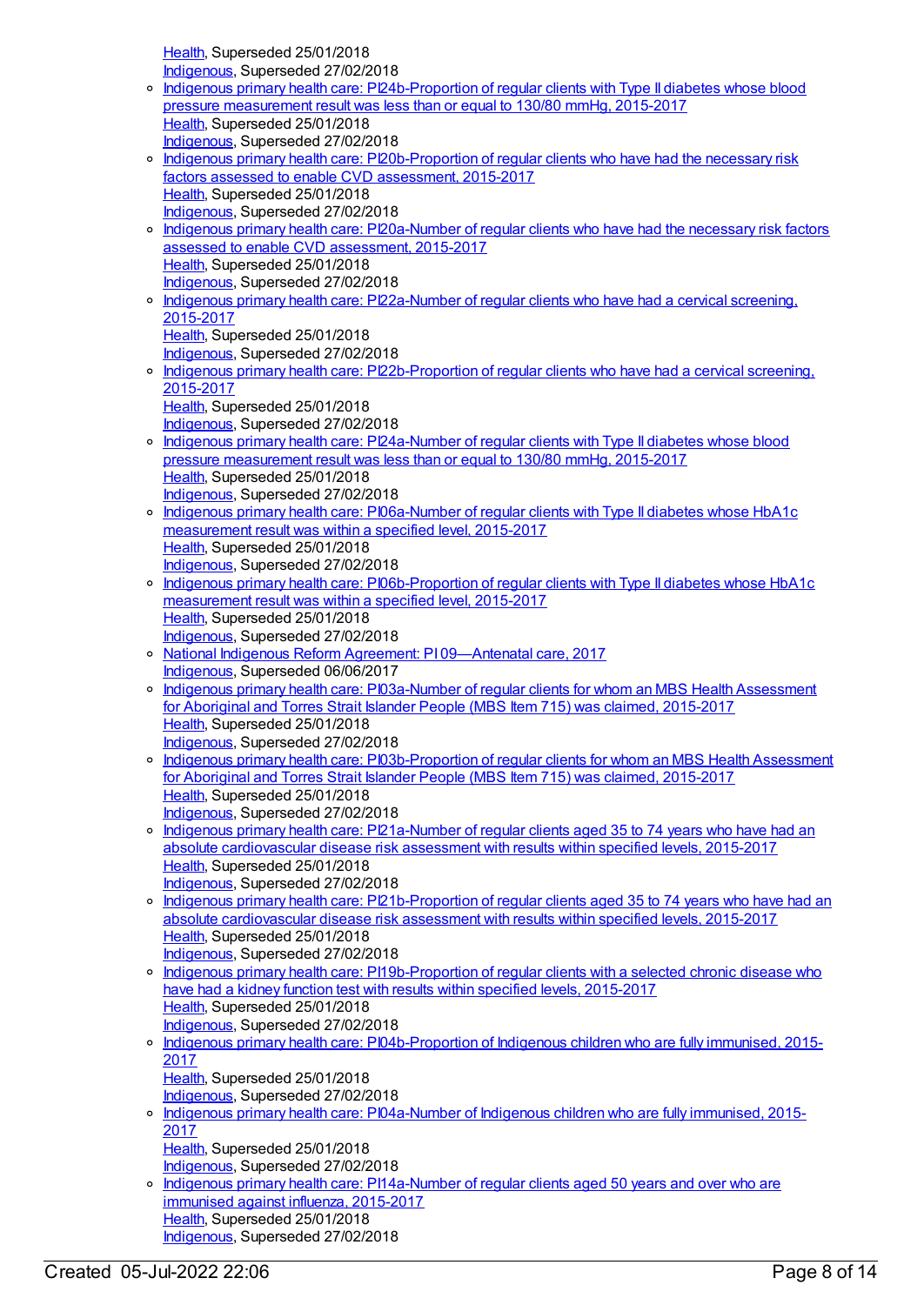Health, Superseded 25/01/2018
Indigenous, Superseded 27/02/2018

- Indigenous primary health care: PI24b-Proportion of regular clients with Type II diabetes whose blood pressure measurement result was less than or equal to 130/80 mmHg, 2015-2017
  Health, Superseded 25/01/2018
  Indigenous, Superseded 27/02/2018
- Indigenous primary health care: PI20b-Proportion of regular clients who have had the necessary risk factors assessed to enable CVD assessment, 2015-2017
  Health, Superseded 25/01/2018
  Indigenous, Superseded 27/02/2018
- Indigenous primary health care: PI20a-Number of regular clients who have had the necessary risk factors assessed to enable CVD assessment, 2015-2017
  Health, Superseded 25/01/2018
  Indigenous, Superseded 27/02/2018
- Indigenous primary health care: PI22a-Number of regular clients who have had a cervical screening, 2015-2017
  Health, Superseded 25/01/2018
  Indigenous, Superseded 27/02/2018
- Indigenous primary health care: PI22b-Proportion of regular clients who have had a cervical screening, 2015-2017
  Health, Superseded 25/01/2018
  Indigenous, Superseded 27/02/2018
- Indigenous primary health care: PI24a-Number of regular clients with Type II diabetes whose blood pressure measurement result was less than or equal to 130/80 mmHg, 2015-2017
  Health, Superseded 25/01/2018
  Indigenous, Superseded 27/02/2018
- Indigenous primary health care: PI06a-Number of regular clients with Type II diabetes whose HbA1c measurement result was within a specified level, 2015-2017
  Health, Superseded 25/01/2018
  Indigenous, Superseded 27/02/2018
- Indigenous primary health care: PI06b-Proportion of regular clients with Type II diabetes whose HbA1c measurement result was within a specified level, 2015-2017
  Health, Superseded 25/01/2018
  Indigenous, Superseded 27/02/2018
- National Indigenous Reform Agreement: PI 09—Antenatal care, 2017
  Indigenous, Superseded 06/06/2017
- Indigenous primary health care: PI03a-Number of regular clients for whom an MBS Health Assessment for Aboriginal and Torres Strait Islander People (MBS Item 715) was claimed, 2015-2017
  Health, Superseded 25/01/2018
  Indigenous, Superseded 27/02/2018
- Indigenous primary health care: PI03b-Proportion of regular clients for whom an MBS Health Assessment for Aboriginal and Torres Strait Islander People (MBS Item 715) was claimed, 2015-2017
  Health, Superseded 25/01/2018
  Indigenous, Superseded 27/02/2018
- Indigenous primary health care: PI21a-Number of regular clients aged 35 to 74 years who have had an absolute cardiovascular disease risk assessment with results within specified levels, 2015-2017
  Health, Superseded 25/01/2018
  Indigenous, Superseded 27/02/2018
- Indigenous primary health care: PI21b-Proportion of regular clients aged 35 to 74 years who have had an absolute cardiovascular disease risk assessment with results within specified levels, 2015-2017
  Health, Superseded 25/01/2018
  Indigenous, Superseded 27/02/2018
- Indigenous primary health care: PI19b-Proportion of regular clients with a selected chronic disease who have had a kidney function test with results within specified levels, 2015-2017
  Health, Superseded 25/01/2018
  Indigenous, Superseded 27/02/2018
- Indigenous primary health care: PI04b-Proportion of Indigenous children who are fully immunised, 2015-2017
  Health, Superseded 25/01/2018
  Indigenous, Superseded 27/02/2018
- Indigenous primary health care: PI04a-Number of Indigenous children who are fully immunised, 2015-2017
  Health, Superseded 25/01/2018
  Indigenous, Superseded 27/02/2018
- Indigenous primary health care: PI14a-Number of regular clients aged 50 years and over who are immunised against influenza, 2015-2017
  Health, Superseded 25/01/2018
  Indigenous, Superseded 27/02/2018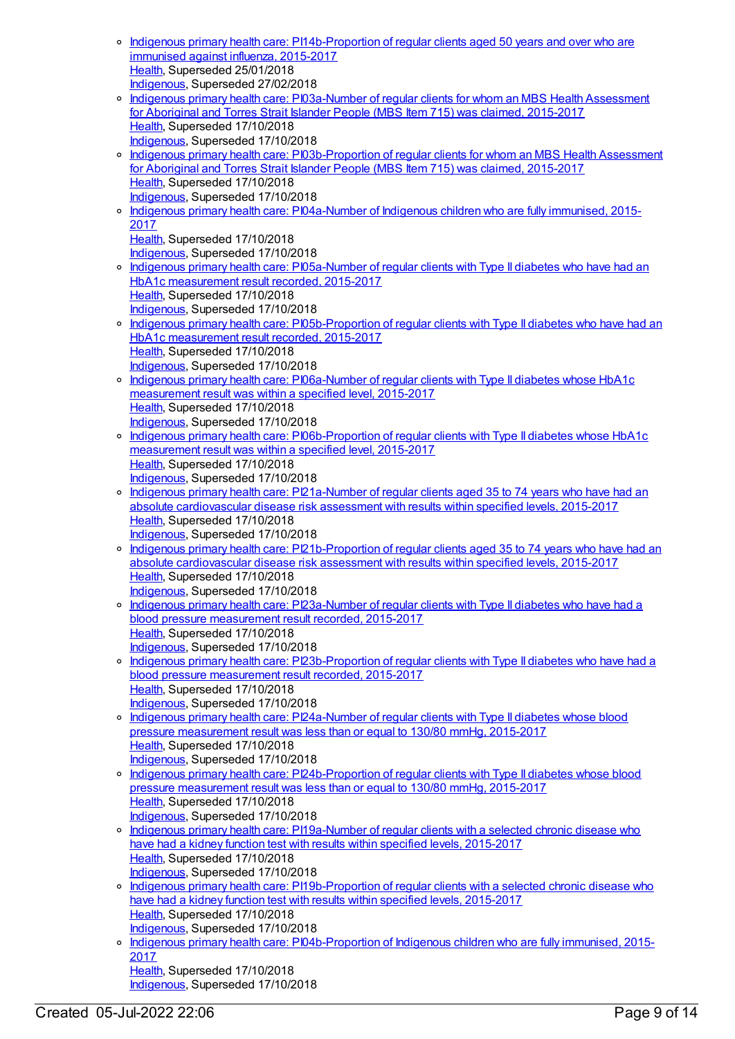- Indigenous primary health care: PI14b-Proportion of regular clients aged 50 years and over who are immunised against influenza, 2015-2017
  Health, Superseded 25/01/2018
  Indigenous, Superseded 27/02/2018
- Indigenous primary health care: PI03a-Number of regular clients for whom an MBS Health Assessment for Aboriginal and Torres Strait Islander People (MBS Item 715) was claimed, 2015-2017
  Health, Superseded 17/10/2018
  Indigenous, Superseded 17/10/2018
- Indigenous primary health care: PI03b-Proportion of regular clients for whom an MBS Health Assessment for Aboriginal and Torres Strait Islander People (MBS Item 715) was claimed, 2015-2017
  Health, Superseded 17/10/2018
  Indigenous, Superseded 17/10/2018
- Indigenous primary health care: PI04a-Number of Indigenous children who are fully immunised, 2015-2017
  Health, Superseded 17/10/2018
  Indigenous, Superseded 17/10/2018
- Indigenous primary health care: PI05a-Number of regular clients with Type II diabetes who have had an HbA1c measurement result recorded, 2015-2017
  Health, Superseded 17/10/2018
  Indigenous, Superseded 17/10/2018
- Indigenous primary health care: PI05b-Proportion of regular clients with Type II diabetes who have had an HbA1c measurement result recorded, 2015-2017
  Health, Superseded 17/10/2018
  Indigenous, Superseded 17/10/2018
- Indigenous primary health care: PI06a-Number of regular clients with Type II diabetes whose HbA1c measurement result was within a specified level, 2015-2017
  Health, Superseded 17/10/2018
  Indigenous, Superseded 17/10/2018
- Indigenous primary health care: PI06b-Proportion of regular clients with Type II diabetes whose HbA1c measurement result was within a specified level, 2015-2017
  Health, Superseded 17/10/2018
  Indigenous, Superseded 17/10/2018
- Indigenous primary health care: PI21a-Number of regular clients aged 35 to 74 years who have had an absolute cardiovascular disease risk assessment with results within specified levels, 2015-2017
  Health, Superseded 17/10/2018
  Indigenous, Superseded 17/10/2018
- Indigenous primary health care: PI21b-Proportion of regular clients aged 35 to 74 years who have had an absolute cardiovascular disease risk assessment with results within specified levels, 2015-2017
  Health, Superseded 17/10/2018
  Indigenous, Superseded 17/10/2018
- Indigenous primary health care: PI23a-Number of regular clients with Type II diabetes who have had a blood pressure measurement result recorded, 2015-2017
  Health, Superseded 17/10/2018
  Indigenous, Superseded 17/10/2018
- Indigenous primary health care: PI23b-Proportion of regular clients with Type II diabetes who have had a blood pressure measurement result recorded, 2015-2017
  Health, Superseded 17/10/2018
  Indigenous, Superseded 17/10/2018
- Indigenous primary health care: PI24a-Number of regular clients with Type II diabetes whose blood pressure measurement result was less than or equal to 130/80 mmHg, 2015-2017
  Health, Superseded 17/10/2018
  Indigenous, Superseded 17/10/2018
- Indigenous primary health care: PI24b-Proportion of regular clients with Type II diabetes whose blood pressure measurement result was less than or equal to 130/80 mmHg, 2015-2017
  Health, Superseded 17/10/2018
  Indigenous, Superseded 17/10/2018
- Indigenous primary health care: PI19a-Number of regular clients with a selected chronic disease who have had a kidney function test with results within specified levels, 2015-2017
  Health, Superseded 17/10/2018
  Indigenous, Superseded 17/10/2018
- Indigenous primary health care: PI19b-Proportion of regular clients with a selected chronic disease who have had a kidney function test with results within specified levels, 2015-2017
  Health, Superseded 17/10/2018
  Indigenous, Superseded 17/10/2018
- Indigenous primary health care: PI04b-Proportion of Indigenous children who are fully immunised, 2015-2017
  Health, Superseded 17/10/2018
  Indigenous, Superseded 17/10/2018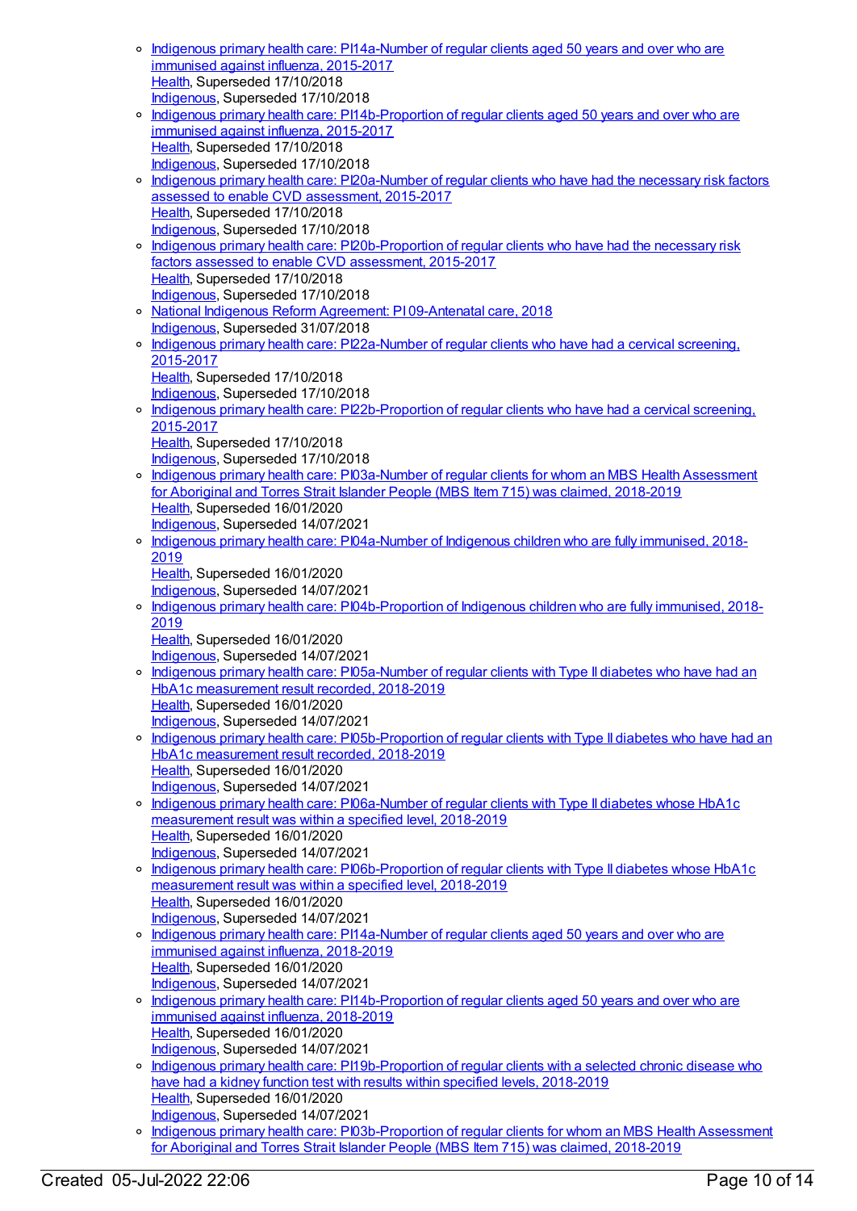- Indigenous primary health care: PI14a-Number of regular clients aged 50 years and over who are immunised against influenza, 2015-2017
  Health, Superseded 17/10/2018
  Indigenous, Superseded 17/10/2018
- Indigenous primary health care: PI14b-Proportion of regular clients aged 50 years and over who are immunised against influenza, 2015-2017
  Health, Superseded 17/10/2018
  Indigenous, Superseded 17/10/2018
- Indigenous primary health care: PI20a-Number of regular clients who have had the necessary risk factors assessed to enable CVD assessment, 2015-2017
  Health, Superseded 17/10/2018
  Indigenous, Superseded 17/10/2018
- Indigenous primary health care: PI20b-Proportion of regular clients who have had the necessary risk factors assessed to enable CVD assessment, 2015-2017
  Health, Superseded 17/10/2018
  Indigenous, Superseded 17/10/2018
- National Indigenous Reform Agreement: PI 09-Antenatal care, 2018
  Indigenous, Superseded 31/07/2018
- Indigenous primary health care: PI22a-Number of regular clients who have had a cervical screening, 2015-2017
  Health, Superseded 17/10/2018
  Indigenous, Superseded 17/10/2018
- Indigenous primary health care: PI22b-Proportion of regular clients who have had a cervical screening, 2015-2017
  Health, Superseded 17/10/2018
  Indigenous, Superseded 17/10/2018
- Indigenous primary health care: PI03a-Number of regular clients for whom an MBS Health Assessment for Aboriginal and Torres Strait Islander People (MBS Item 715) was claimed, 2018-2019
  Health, Superseded 16/01/2020
  Indigenous, Superseded 14/07/2021
- Indigenous primary health care: PI04a-Number of Indigenous children who are fully immunised, 2018-2019
  Health, Superseded 16/01/2020
  Indigenous, Superseded 14/07/2021
- Indigenous primary health care: PI04b-Proportion of Indigenous children who are fully immunised, 2018-2019
  Health, Superseded 16/01/2020
  Indigenous, Superseded 14/07/2021
- Indigenous primary health care: PI05a-Number of regular clients with Type II diabetes who have had an HbA1c measurement result recorded, 2018-2019
  Health, Superseded 16/01/2020
  Indigenous, Superseded 14/07/2021
- Indigenous primary health care: PI05b-Proportion of regular clients with Type II diabetes who have had an HbA1c measurement result recorded, 2018-2019
  Health, Superseded 16/01/2020
  Indigenous, Superseded 14/07/2021
- Indigenous primary health care: PI06a-Number of regular clients with Type II diabetes whose HbA1c measurement result was within a specified level, 2018-2019
  Health, Superseded 16/01/2020
  Indigenous, Superseded 14/07/2021
- Indigenous primary health care: PI06b-Proportion of regular clients with Type II diabetes whose HbA1c measurement result was within a specified level, 2018-2019
  Health, Superseded 16/01/2020
  Indigenous, Superseded 14/07/2021
- Indigenous primary health care: PI14a-Number of regular clients aged 50 years and over who are immunised against influenza, 2018-2019
  Health, Superseded 16/01/2020
  Indigenous, Superseded 14/07/2021
- Indigenous primary health care: PI14b-Proportion of regular clients aged 50 years and over who are immunised against influenza, 2018-2019
  Health, Superseded 16/01/2020
  Indigenous, Superseded 14/07/2021
- Indigenous primary health care: PI19b-Proportion of regular clients with a selected chronic disease who have had a kidney function test with results within specified levels, 2018-2019
  Health, Superseded 16/01/2020
  Indigenous, Superseded 14/07/2021
- Indigenous primary health care: PI03b-Proportion of regular clients for whom an MBS Health Assessment for Aboriginal and Torres Strait Islander People (MBS Item 715) was claimed, 2018-2019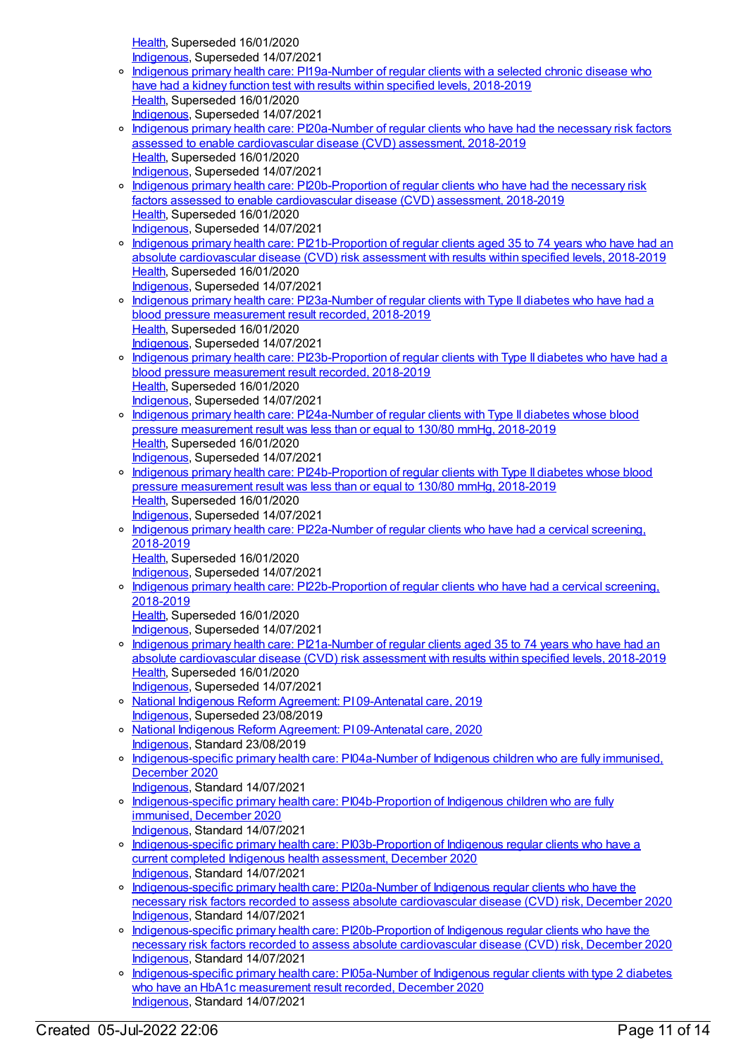Health, Superseded 16/01/2020
Indigenous, Superseded 14/07/2021

- Indigenous primary health care: PI19a-Number of regular clients with a selected chronic disease who have had a kidney function test with results within specified levels, 2018-2019
  Health, Superseded 16/01/2020
  Indigenous, Superseded 14/07/2021
- Indigenous primary health care: PI20a-Number of regular clients who have had the necessary risk factors assessed to enable cardiovascular disease (CVD) assessment, 2018-2019
  Health, Superseded 16/01/2020
  Indigenous, Superseded 14/07/2021
- Indigenous primary health care: PI20b-Proportion of regular clients who have had the necessary risk factors assessed to enable cardiovascular disease (CVD) assessment, 2018-2019
  Health, Superseded 16/01/2020
  Indigenous, Superseded 14/07/2021
- Indigenous primary health care: PI21b-Proportion of regular clients aged 35 to 74 years who have had an absolute cardiovascular disease (CVD) risk assessment with results within specified levels, 2018-2019
  Health, Superseded 16/01/2020
  Indigenous, Superseded 14/07/2021
- Indigenous primary health care: PI23a-Number of regular clients with Type II diabetes who have had a blood pressure measurement result recorded, 2018-2019
  Health, Superseded 16/01/2020
  Indigenous, Superseded 14/07/2021
- Indigenous primary health care: PI23b-Proportion of regular clients with Type II diabetes who have had a blood pressure measurement result recorded, 2018-2019
  Health, Superseded 16/01/2020
  Indigenous, Superseded 14/07/2021
- Indigenous primary health care: PI24a-Number of regular clients with Type II diabetes whose blood pressure measurement result was less than or equal to 130/80 mmHg, 2018-2019
  Health, Superseded 16/01/2020
  Indigenous, Superseded 14/07/2021
- Indigenous primary health care: PI24b-Proportion of regular clients with Type II diabetes whose blood pressure measurement result was less than or equal to 130/80 mmHg, 2018-2019
  Health, Superseded 16/01/2020
  Indigenous, Superseded 14/07/2021
- Indigenous primary health care: PI22a-Number of regular clients who have had a cervical screening, 2018-2019
  Health, Superseded 16/01/2020
  Indigenous, Superseded 14/07/2021
- Indigenous primary health care: PI22b-Proportion of regular clients who have had a cervical screening, 2018-2019
  Health, Superseded 16/01/2020
  Indigenous, Superseded 14/07/2021
- Indigenous primary health care: PI21a-Number of regular clients aged 35 to 74 years who have had an absolute cardiovascular disease (CVD) risk assessment with results within specified levels, 2018-2019
  Health, Superseded 16/01/2020
  Indigenous, Superseded 14/07/2021
- National Indigenous Reform Agreement: PI 09-Antenatal care, 2019
  Indigenous, Superseded 23/08/2019
- National Indigenous Reform Agreement: PI 09-Antenatal care, 2020
  Indigenous, Standard 23/08/2019
- Indigenous-specific primary health care: PI04a-Number of Indigenous children who are fully immunised, December 2020
  Indigenous, Standard 14/07/2021
- Indigenous-specific primary health care: PI04b-Proportion of Indigenous children who are fully immunised, December 2020
  Indigenous, Standard 14/07/2021
- Indigenous-specific primary health care: PI03b-Proportion of Indigenous regular clients who have a current completed Indigenous health assessment, December 2020
  Indigenous, Standard 14/07/2021
- Indigenous-specific primary health care: PI20a-Number of Indigenous regular clients who have the necessary risk factors recorded to assess absolute cardiovascular disease (CVD) risk, December 2020
  Indigenous, Standard 14/07/2021
- Indigenous-specific primary health care: PI20b-Proportion of Indigenous regular clients who have the necessary risk factors recorded to assess absolute cardiovascular disease (CVD) risk, December 2020
  Indigenous, Standard 14/07/2021
- Indigenous-specific primary health care: PI05a-Number of Indigenous regular clients with type 2 diabetes who have an HbA1c measurement result recorded, December 2020
  Indigenous, Standard 14/07/2021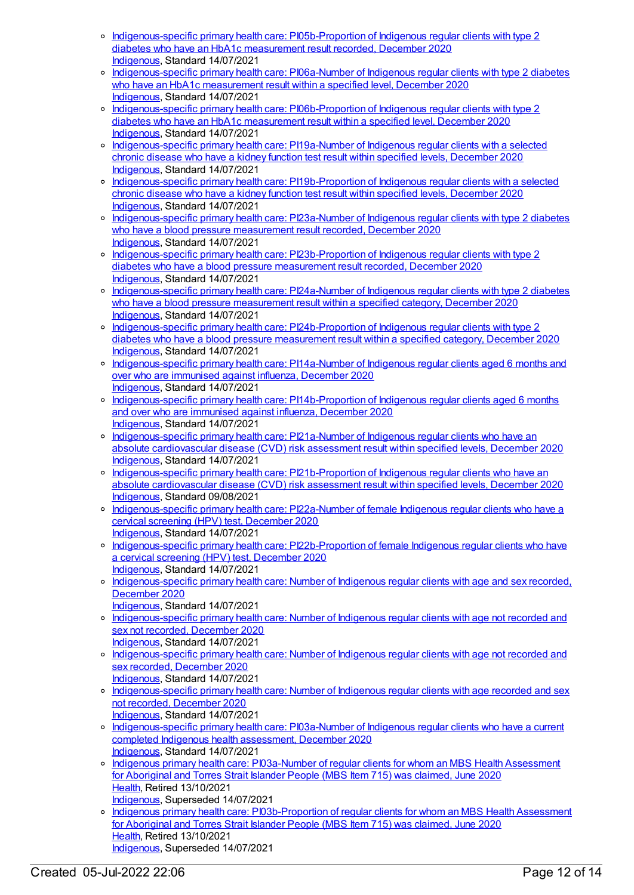- Indigenous-specific primary health care: PI05b-Proportion of Indigenous regular clients with type 2 diabetes who have an HbA1c measurement result recorded, December 2020
  Indigenous, Standard 14/07/2021
- Indigenous-specific primary health care: PI06a-Number of Indigenous regular clients with type 2 diabetes who have an HbA1c measurement result within a specified level, December 2020
  Indigenous, Standard 14/07/2021
- Indigenous-specific primary health care: PI06b-Proportion of Indigenous regular clients with type 2 diabetes who have an HbA1c measurement result within a specified level, December 2020
  Indigenous, Standard 14/07/2021
- Indigenous-specific primary health care: PI19a-Number of Indigenous regular clients with a selected chronic disease who have a kidney function test result within specified levels, December 2020
  Indigenous, Standard 14/07/2021
- Indigenous-specific primary health care: PI19b-Proportion of Indigenous regular clients with a selected chronic disease who have a kidney function test result within specified levels, December 2020
  Indigenous, Standard 14/07/2021
- Indigenous-specific primary health care: PI23a-Number of Indigenous regular clients with type 2 diabetes who have a blood pressure measurement result recorded, December 2020
  Indigenous, Standard 14/07/2021
- Indigenous-specific primary health care: PI23b-Proportion of Indigenous regular clients with type 2 diabetes who have a blood pressure measurement result recorded, December 2020
  Indigenous, Standard 14/07/2021
- Indigenous-specific primary health care: PI24a-Number of Indigenous regular clients with type 2 diabetes who have a blood pressure measurement result within a specified category, December 2020
  Indigenous, Standard 14/07/2021
- Indigenous-specific primary health care: PI24b-Proportion of Indigenous regular clients with type 2 diabetes who have a blood pressure measurement result within a specified category, December 2020
  Indigenous, Standard 14/07/2021
- Indigenous-specific primary health care: PI14a-Number of Indigenous regular clients aged 6 months and over who are immunised against influenza, December 2020
  Indigenous, Standard 14/07/2021
- Indigenous-specific primary health care: PI14b-Proportion of Indigenous regular clients aged 6 months and over who are immunised against influenza, December 2020
  Indigenous, Standard 14/07/2021
- Indigenous-specific primary health care: PI21a-Number of Indigenous regular clients who have an absolute cardiovascular disease (CVD) risk assessment result within specified levels, December 2020
  Indigenous, Standard 14/07/2021
- Indigenous-specific primary health care: PI21b-Proportion of Indigenous regular clients who have an absolute cardiovascular disease (CVD) risk assessment result within specified levels, December 2020
  Indigenous, Standard 09/08/2021
- Indigenous-specific primary health care: PI22a-Number of female Indigenous regular clients who have a cervical screening (HPV) test, December 2020
  Indigenous, Standard 14/07/2021
- Indigenous-specific primary health care: PI22b-Proportion of female Indigenous regular clients who have a cervical screening (HPV) test, December 2020
  Indigenous, Standard 14/07/2021
- Indigenous-specific primary health care: Number of Indigenous regular clients with age and sex recorded, December 2020
  Indigenous, Standard 14/07/2021
- Indigenous-specific primary health care: Number of Indigenous regular clients with age not recorded and sex not recorded, December 2020
  Indigenous, Standard 14/07/2021
- Indigenous-specific primary health care: Number of Indigenous regular clients with age not recorded and sex recorded, December 2020
  Indigenous, Standard 14/07/2021
- Indigenous-specific primary health care: Number of Indigenous regular clients with age recorded and sex not recorded, December 2020
  Indigenous, Standard 14/07/2021
- Indigenous-specific primary health care: PI03a-Number of Indigenous regular clients who have a current completed Indigenous health assessment, December 2020
  Indigenous, Standard 14/07/2021
- Indigenous primary health care: PI03a-Number of regular clients for whom an MBS Health Assessment for Aboriginal and Torres Strait Islander People (MBS Item 715) was claimed, June 2020
  Health, Retired 13/10/2021
  Indigenous, Superseded 14/07/2021
- Indigenous primary health care: PI03b-Proportion of regular clients for whom an MBS Health Assessment for Aboriginal and Torres Strait Islander People (MBS Item 715) was claimed, June 2020
  Health, Retired 13/10/2021
  Indigenous, Superseded 14/07/2021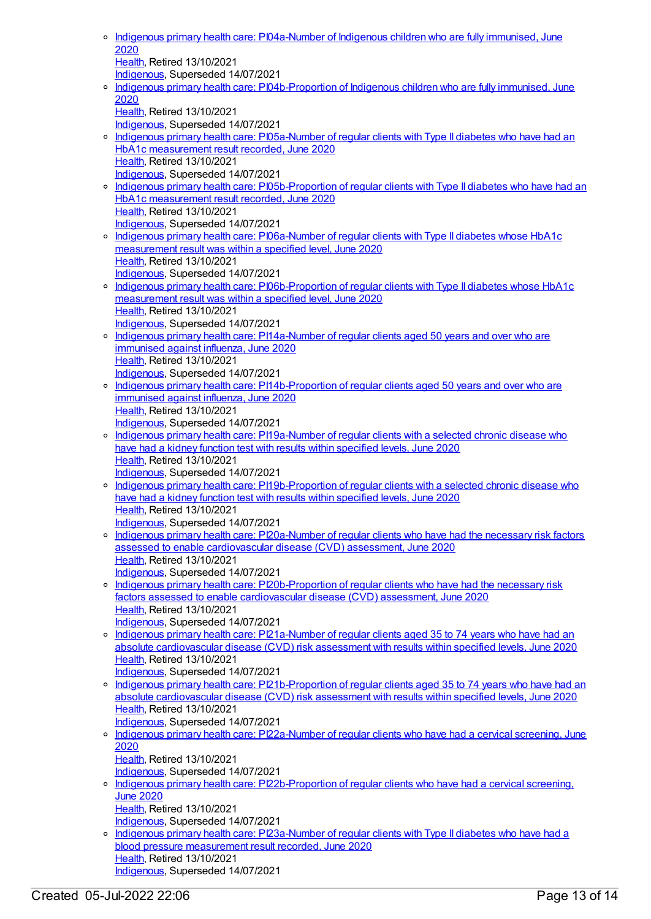- Indigenous primary health care: PI04a-Number of Indigenous children who are fully immunised, June 2020
  Health, Retired 13/10/2021
  Indigenous, Superseded 14/07/2021
- Indigenous primary health care: PI04b-Proportion of Indigenous children who are fully immunised, June 2020
  Health, Retired 13/10/2021
  Indigenous, Superseded 14/07/2021
- Indigenous primary health care: PI05a-Number of regular clients with Type II diabetes who have had an HbA1c measurement result recorded, June 2020
  Health, Retired 13/10/2021
  Indigenous, Superseded 14/07/2021
- Indigenous primary health care: PI05b-Proportion of regular clients with Type II diabetes who have had an HbA1c measurement result recorded, June 2020
  Health, Retired 13/10/2021
  Indigenous, Superseded 14/07/2021
- Indigenous primary health care: PI06a-Number of regular clients with Type II diabetes whose HbA1c measurement result was within a specified level, June 2020
  Health, Retired 13/10/2021
  Indigenous, Superseded 14/07/2021
- Indigenous primary health care: PI06b-Proportion of regular clients with Type II diabetes whose HbA1c measurement result was within a specified level, June 2020
  Health, Retired 13/10/2021
  Indigenous, Superseded 14/07/2021
- Indigenous primary health care: PI14a-Number of regular clients aged 50 years and over who are immunised against influenza, June 2020
  Health, Retired 13/10/2021
  Indigenous, Superseded 14/07/2021
- Indigenous primary health care: PI14b-Proportion of regular clients aged 50 years and over who are immunised against influenza, June 2020
  Health, Retired 13/10/2021
  Indigenous, Superseded 14/07/2021
- Indigenous primary health care: PI19a-Number of regular clients with a selected chronic disease who have had a kidney function test with results within specified levels, June 2020
  Health, Retired 13/10/2021
  Indigenous, Superseded 14/07/2021
- Indigenous primary health care: PI19b-Proportion of regular clients with a selected chronic disease who have had a kidney function test with results within specified levels, June 2020
  Health, Retired 13/10/2021
  Indigenous, Superseded 14/07/2021
- Indigenous primary health care: PI20a-Number of regular clients who have had the necessary risk factors assessed to enable cardiovascular disease (CVD) assessment, June 2020
  Health, Retired 13/10/2021
  Indigenous, Superseded 14/07/2021
- Indigenous primary health care: PI20b-Proportion of regular clients who have had the necessary risk factors assessed to enable cardiovascular disease (CVD) assessment, June 2020
  Health, Retired 13/10/2021
  Indigenous, Superseded 14/07/2021
- Indigenous primary health care: PI21a-Number of regular clients aged 35 to 74 years who have had an absolute cardiovascular disease (CVD) risk assessment with results within specified levels, June 2020
  Health, Retired 13/10/2021
  Indigenous, Superseded 14/07/2021
- Indigenous primary health care: PI21b-Proportion of regular clients aged 35 to 74 years who have had an absolute cardiovascular disease (CVD) risk assessment with results within specified levels, June 2020
  Health, Retired 13/10/2021
  Indigenous, Superseded 14/07/2021
- Indigenous primary health care: PI22a-Number of regular clients who have had a cervical screening, June 2020
  Health, Retired 13/10/2021
  Indigenous, Superseded 14/07/2021
- Indigenous primary health care: PI22b-Proportion of regular clients who have had a cervical screening, June 2020
  Health, Retired 13/10/2021
  Indigenous, Superseded 14/07/2021
- Indigenous primary health care: PI23a-Number of regular clients with Type II diabetes who have had a blood pressure measurement result recorded, June 2020
  Health, Retired 13/10/2021
  Indigenous, Superseded 14/07/2021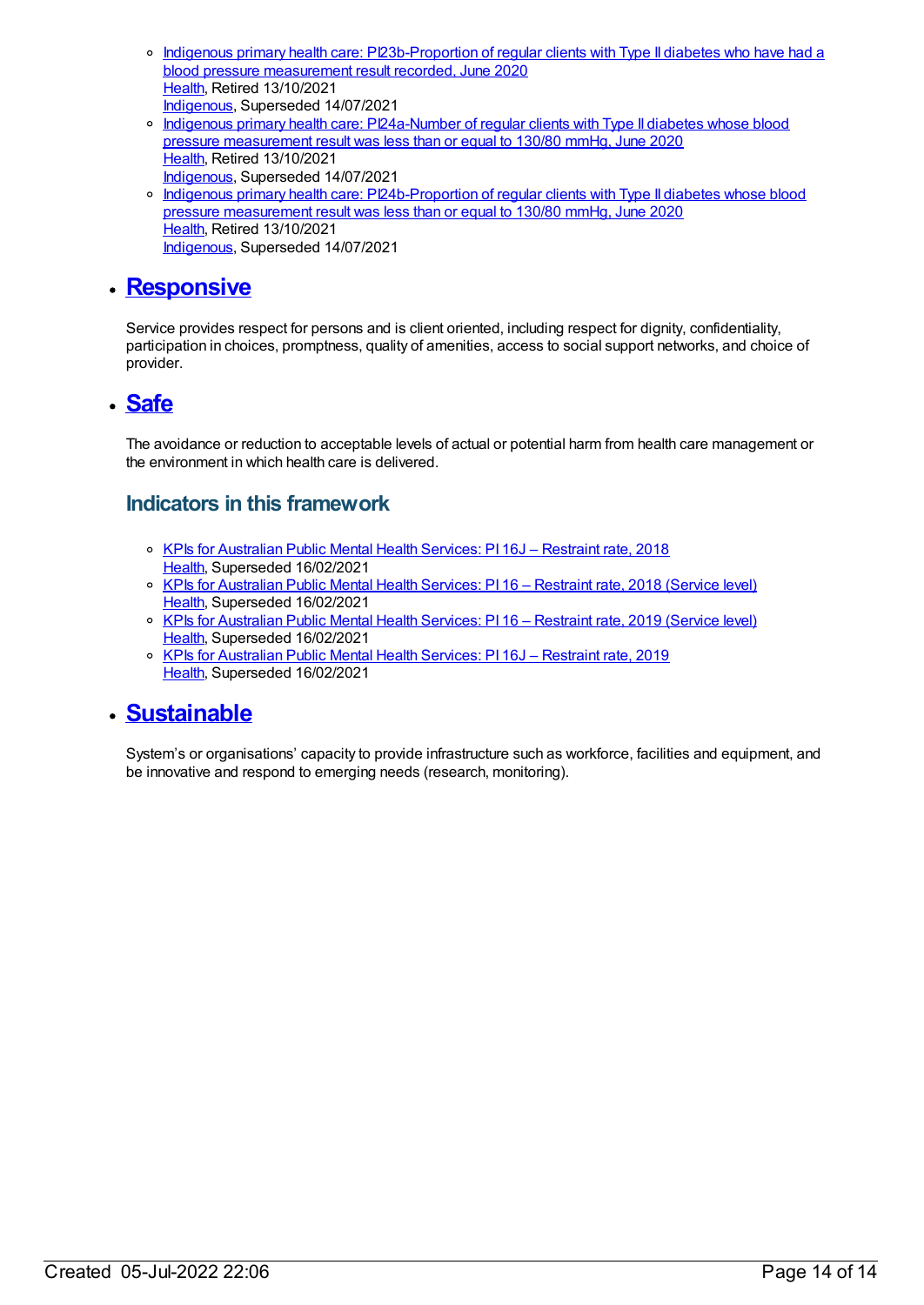- Indigenous primary health care: PI23b-Proportion of regular clients with Type II diabetes who have had a blood pressure measurement result recorded, June 2020
  Health, Retired 13/10/2021
  Indigenous, Superseded 14/07/2021
- Indigenous primary health care: PI24a-Number of regular clients with Type II diabetes whose blood pressure measurement result was less than or equal to 130/80 mmHg, June 2020
  Health, Retired 13/10/2021
  Indigenous, Superseded 14/07/2021
- Indigenous primary health care: PI24b-Proportion of regular clients with Type II diabetes whose blood pressure measurement result was less than or equal to 130/80 mmHg, June 2020
  Health, Retired 13/10/2021
  Indigenous, Superseded 14/07/2021

## Responsive

Service provides respect for persons and is client oriented, including respect for dignity, confidentiality, participation in choices, promptness, quality of amenities, access to social support networks, and choice of provider.

## Safe

The avoidance or reduction to acceptable levels of actual or potential harm from health care management or the environment in which health care is delivered.

### Indicators in this framework

- KPIs for Australian Public Mental Health Services: PI 16J – Restraint rate, 2018
  Health, Superseded 16/02/2021
- KPIs for Australian Public Mental Health Services: PI 16 – Restraint rate, 2018 (Service level)
  Health, Superseded 16/02/2021
- KPIs for Australian Public Mental Health Services: PI 16 – Restraint rate, 2019 (Service level)
  Health, Superseded 16/02/2021
- KPIs for Australian Public Mental Health Services: PI 16J – Restraint rate, 2019
  Health, Superseded 16/02/2021

## Sustainable

System's or organisations' capacity to provide infrastructure such as workforce, facilities and equipment, and be innovative and respond to emerging needs (research, monitoring).